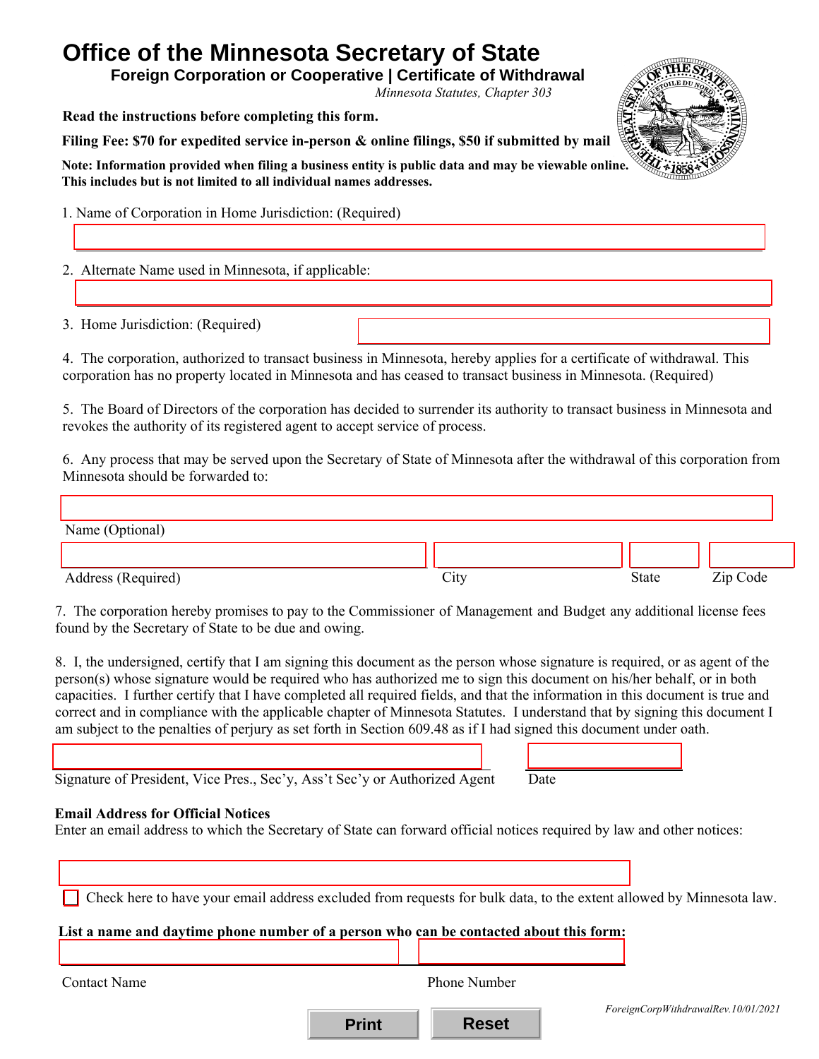# Office of the Minnesota Secretary of State

## Foreign Corporation or Cooperative | Certificate of Withdrawal

*Minnesota Statutes, Chapter 303*

**Read the instructions before completing this form.**

**Filing Fee: $70 for expedited service in-person & online filings, $50 if submitted by mail**

**Note: Information provided when filing a business entity is public data and may be viewable online. This includes but is not limited to all individual names addresses.**

1. Name of Corporation in Home Jurisdiction: (Required)

2. Alternate Name used in Minnesota, if applicable:

3. Home Jurisdiction: (Required)

4. The corporation, authorized to transact business in Minnesota, hereby applies for a certificate of withdrawal. This corporation has no property located in Minnesota and has ceased to transact business in Minnesota. (Required)

5. The Board of Directors of the corporation has decided to surrender its authority to transact business in Minnesota and revokes the authority of its registered agent to accept service of process.

6. Any process that may be served upon the Secretary of State of Minnesota after the withdrawal of this corporation from Minnesota should be forwarded to:

Name (Optional)

Address (Required) City State Zip Code

7. The corporation hereby promises to pay to the Commissioner of Management and Budget any additional license fees found by the Secretary of State to be due and owing.

8. I, the undersigned, certify that I am signing this document as the person whose signature is required, or as agent of the person(s) whose signature would be required who has authorized me to sign this document on his/her behalf, or in both capacities. I further certify that I have completed all required fields, and that the information in this document is true and correct and in compliance with the applicable chapter of Minnesota Statutes. I understand that by signing this document I am subject to the penalties of perjury as set forth in Section 609.48 as if I had signed this document under oath.

Signature of President, Vice Pres., Sec'y, Ass't Sec'y or Authorized Agent Date

**Email Address for Official Notices**

Enter an email address to which the Secretary of State can forward official notices required by law and other notices:

☐ Check here to have your email address excluded from requests for bulk data, to the extent allowed by Minnesota law.

**List a name and daytime phone number of a person who can be contacted about this form:**

Contact Name Phone Number

Print Reset

*ForeignCorpWithdrawalRev.10/01/2021*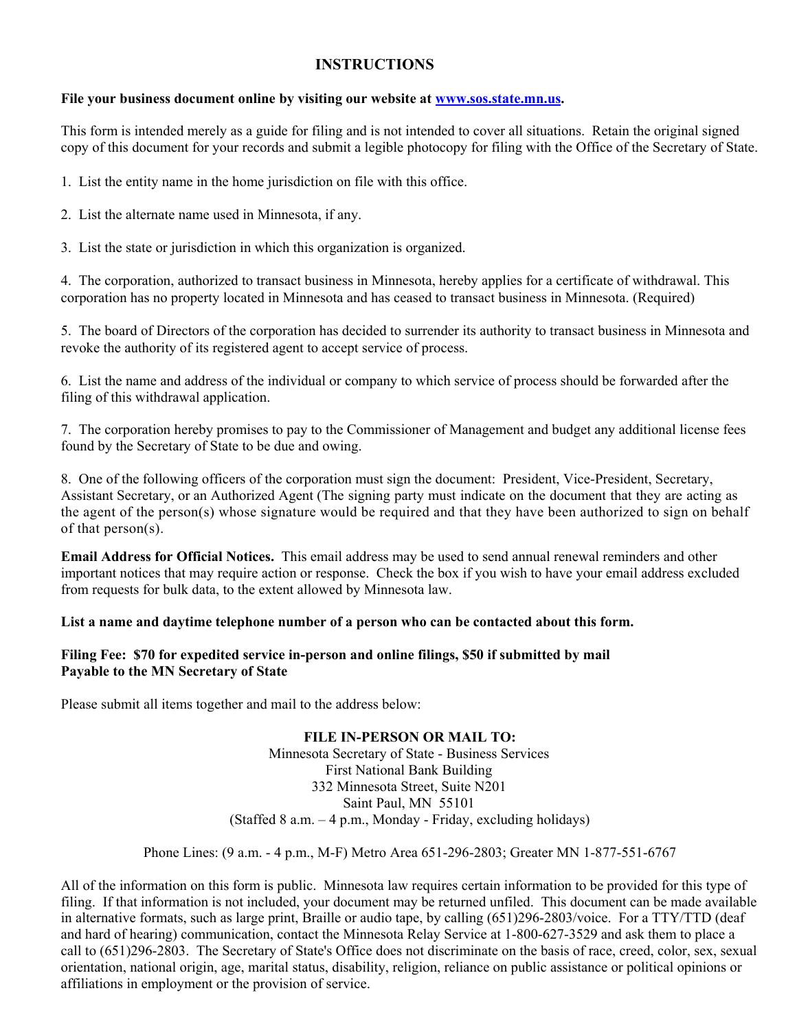## INSTRUCTIONS

**File your business document online by visiting our website at [www.sos.state.mn.us](http://www.sos.state.mn.us).**

This form is intended merely as a guide for filing and is not intended to cover all situations. Retain the original signed copy of this document for your records and submit a legible photocopy for filing with the Office of the Secretary of State.

1. List the entity name in the home jurisdiction on file with this office.

2. List the alternate name used in Minnesota, if any.

3. List the state or jurisdiction in which this organization is organized.

4. The corporation, authorized to transact business in Minnesota, hereby applies for a certificate of withdrawal. This corporation has no property located in Minnesota and has ceased to transact business in Minnesota. (Required)

5. The board of Directors of the corporation has decided to surrender its authority to transact business in Minnesota and revoke the authority of its registered agent to accept service of process.

6. List the name and address of the individual or company to which service of process should be forwarded after the filing of this withdrawal application.

7. The corporation hereby promises to pay to the Commissioner of Management and budget any additional license fees found by the Secretary of State to be due and owing.

8. One of the following officers of the corporation must sign the document: President, Vice-President, Secretary, Assistant Secretary, or an Authorized Agent (The signing party must indicate on the document that they are acting as the agent of the person(s) whose signature would be required and that they have been authorized to sign on behalf of that person(s).

**Email Address for Official Notices.** This email address may be used to send annual renewal reminders and other important notices that may require action or response. Check the box if you wish to have your email address excluded from requests for bulk data, to the extent allowed by Minnesota law.

**List a name and daytime telephone number of a person who can be contacted about this form.**

**Filing Fee: $70 for expedited service in-person and online filings, $50 if submitted by mail**
**Payable to the MN Secretary of State**

Please submit all items together and mail to the address below:

**FILE IN-PERSON OR MAIL TO:**
Minnesota Secretary of State - Business Services
First National Bank Building
332 Minnesota Street, Suite N201
Saint Paul, MN 55101
(Staffed 8 a.m. – 4 p.m., Monday - Friday, excluding holidays)

Phone Lines: (9 a.m. - 4 p.m., M-F) Metro Area 651-296-2803; Greater MN 1-877-551-6767

All of the information on this form is public. Minnesota law requires certain information to be provided for this type of filing. If that information is not included, your document may be returned unfiled. This document can be made available in alternative formats, such as large print, Braille or audio tape, by calling (651)296-2803/voice. For a TTY/TTD (deaf and hard of hearing) communication, contact the Minnesota Relay Service at 1-800-627-3529 and ask them to place a call to (651)296-2803. The Secretary of State's Office does not discriminate on the basis of race, creed, color, sex, sexual orientation, national origin, age, marital status, disability, religion, reliance on public assistance or political opinions or affiliations in employment or the provision of service.